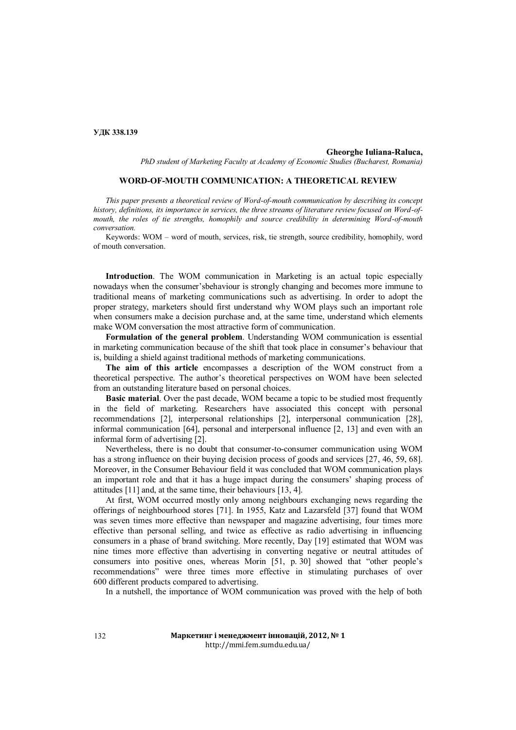**УДК 338.139**

**Gheorghe Iuliana-Raluca,**
*PhD student of Marketing Faculty at Academy of Economic Studies (Bucharest, Romania)*

# WORD-OF-MOUTH COMMUNICATION: A THEORETICAL REVIEW

*This paper presents a theoretical review of Word-of-mouth communication by describing its concept history, definitions, its importance in services, the three streams of literature review focused on Word-of-mouth, the roles of tie strengths, homophily and source credibility in determining Word-of-mouth conversation.*

Keywords: WOM – word of mouth, services, risk, tie strength, source credibility, homophily, word of mouth conversation.

**Introduction**. The WOM communication in Marketing is an actual topic especially nowadays when the consumer'sbehaviour is strongly changing and becomes more immune to traditional means of marketing communications such as advertising. In order to adopt the proper strategy, marketers should first understand why WOM plays such an important role when consumers make a decision purchase and, at the same time, understand which elements make WOM conversation the most attractive form of communication.

**Formulation of the general problem**. Understanding WOM communication is essential in marketing communication because of the shift that took place in consumer's behaviour that is, building a shield against traditional methods of marketing communications.

**The aim of this article** encompasses a description of the WOM construct from a theoretical perspective. The author's theoretical perspectives on WOM have been selected from an outstanding literature based on personal choices.

**Basic material**. Over the past decade, WOM became a topic to be studied most frequently in the field of marketing. Researchers have associated this concept with personal recommendations [2], interpersonal relationships [2], interpersonal communication [28], informal communication [64], personal and interpersonal influence [2, 13] and even with an informal form of advertising [2].

Nevertheless, there is no doubt that consumer-to-consumer communication using WOM has a strong influence on their buying decision process of goods and services [27, 46, 59, 68]. Moreover, in the Consumer Behaviour field it was concluded that WOM communication plays an important role and that it has a huge impact during the consumers' shaping process of attitudes [11] and, at the same time, their behaviours [13, 4].

At first, WOM occurred mostly only among neighbours exchanging news regarding the offerings of neighbourhood stores [71]. In 1955, Katz and Lazarsfeld [37] found that WOM was seven times more effective than newspaper and magazine advertising, four times more effective than personal selling, and twice as effective as radio advertising in influencing consumers in a phase of brand switching. More recently, Day [19] estimated that WOM was nine times more effective than advertising in converting negative or neutral attitudes of consumers into positive ones, whereas Morin [51, p. 30] showed that "other people's recommendations" were three times more effective in stimulating purchases of over 600 different products compared to advertising.

In a nutshell, the importance of WOM communication was proved with the help of both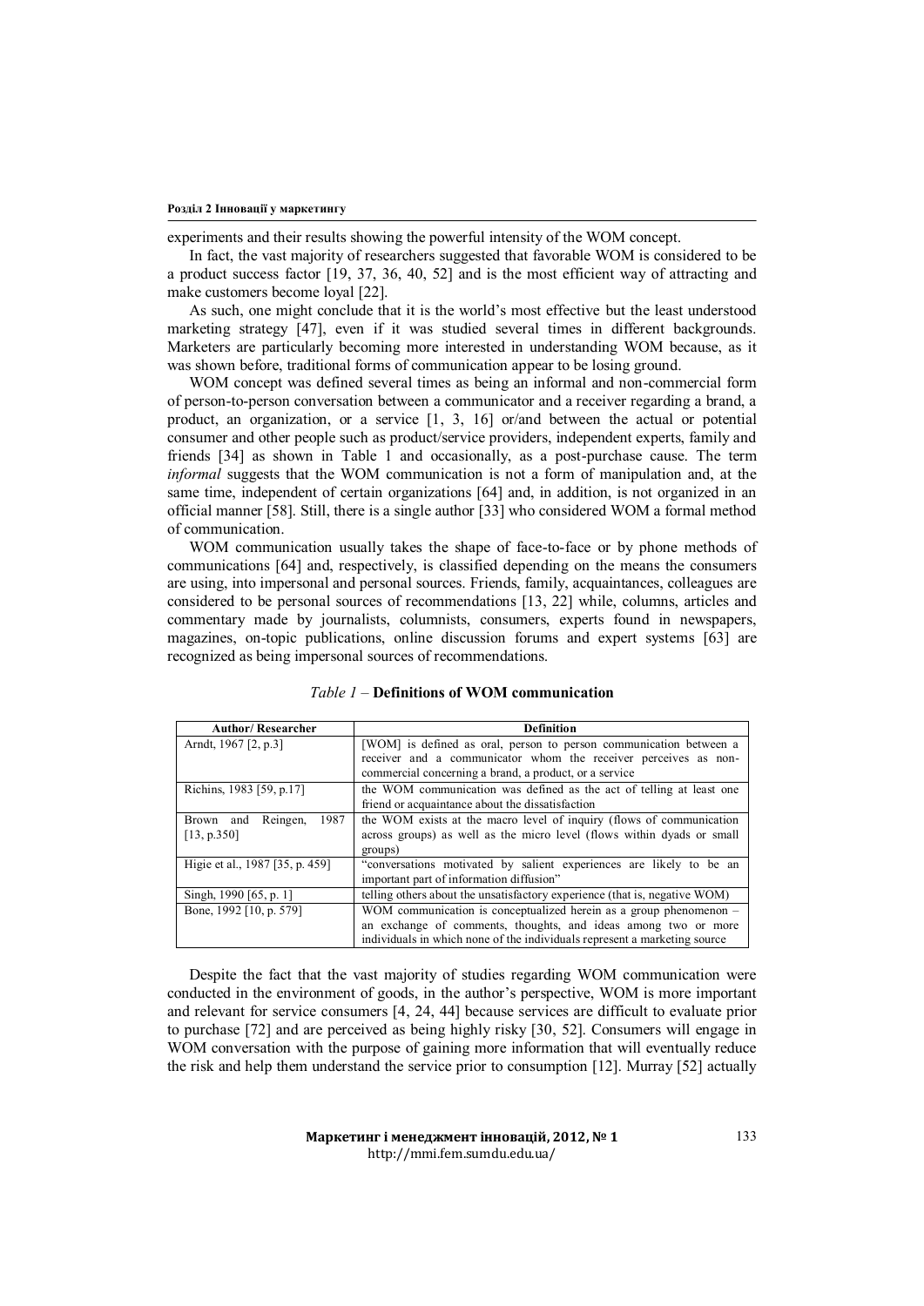experiments and their results showing the powerful intensity of the WOM concept.

In fact, the vast majority of researchers suggested that favorable WOM is considered to be a product success factor [19, 37, 36, 40, 52] and is the most efficient way of attracting and make customers become loyal [22].

As such, one might conclude that it is the world's most effective but the least understood marketing strategy [47], even if it was studied several times in different backgrounds. Marketers are particularly becoming more interested in understanding WOM because, as it was shown before, traditional forms of communication appear to be losing ground.

WOM concept was defined several times as being an informal and non-commercial form of person-to-person conversation between a communicator and a receiver regarding a brand, a product, an organization, or a service [1, 3, 16] or/and between the actual or potential consumer and other people such as product/service providers, independent experts, family and friends [34] as shown in Table 1 and occasionally, as a post-purchase cause. The term *informal* suggests that the WOM communication is not a form of manipulation and, at the same time, independent of certain organizations [64] and, in addition, is not organized in an official manner [58]. Still, there is a single author [33] who considered WOM a formal method of communication.

WOM communication usually takes the shape of face-to-face or by phone methods of communications [64] and, respectively, is classified depending on the means the consumers are using, into impersonal and personal sources. Friends, family, acquaintances, colleagues are considered to be personal sources of recommendations [13, 22] while, columns, articles and commentary made by journalists, columnists, consumers, experts found in newspapers, magazines, on-topic publications, online discussion forums and expert systems [63] are recognized as being impersonal sources of recommendations.

*Table 1* – **Definitions of WOM communication**

| Author/ Researcher | Definition |
|---|---|
| Arndt, 1967 [2, p.3] | [WOM] is defined as oral, person to person communication between a receiver and a communicator whom the receiver perceives as non-commercial concerning a brand, a product, or a service |
| Richins, 1983 [59, p.17] | the WOM communication was defined as the act of telling at least one friend or acquaintance about the dissatisfaction |
| Brown and Reingen, 1987 [13, p.350] | the WOM exists at the macro level of inquiry (flows of communication across groups) as well as the micro level (flows within dyads or small groups) |
| Higie et al., 1987 [35, p. 459] | "conversations motivated by salient experiences are likely to be an important part of information diffusion" |
| Singh, 1990 [65, p. 1] | telling others about the unsatisfactory experience (that is, negative WOM) |
| Bone, 1992 [10, p. 579] | WOM communication is conceptualized herein as a group phenomenon – an exchange of comments, thoughts, and ideas among two or more individuals in which none of the individuals represent a marketing source |

Despite the fact that the vast majority of studies regarding WOM communication were conducted in the environment of goods, in the author's perspective, WOM is more important and relevant for service consumers [4, 24, 44] because services are difficult to evaluate prior to purchase [72] and are perceived as being highly risky [30, 52]. Consumers will engage in WOM conversation with the purpose of gaining more information that will eventually reduce the risk and help them understand the service prior to consumption [12]. Murray [52] actually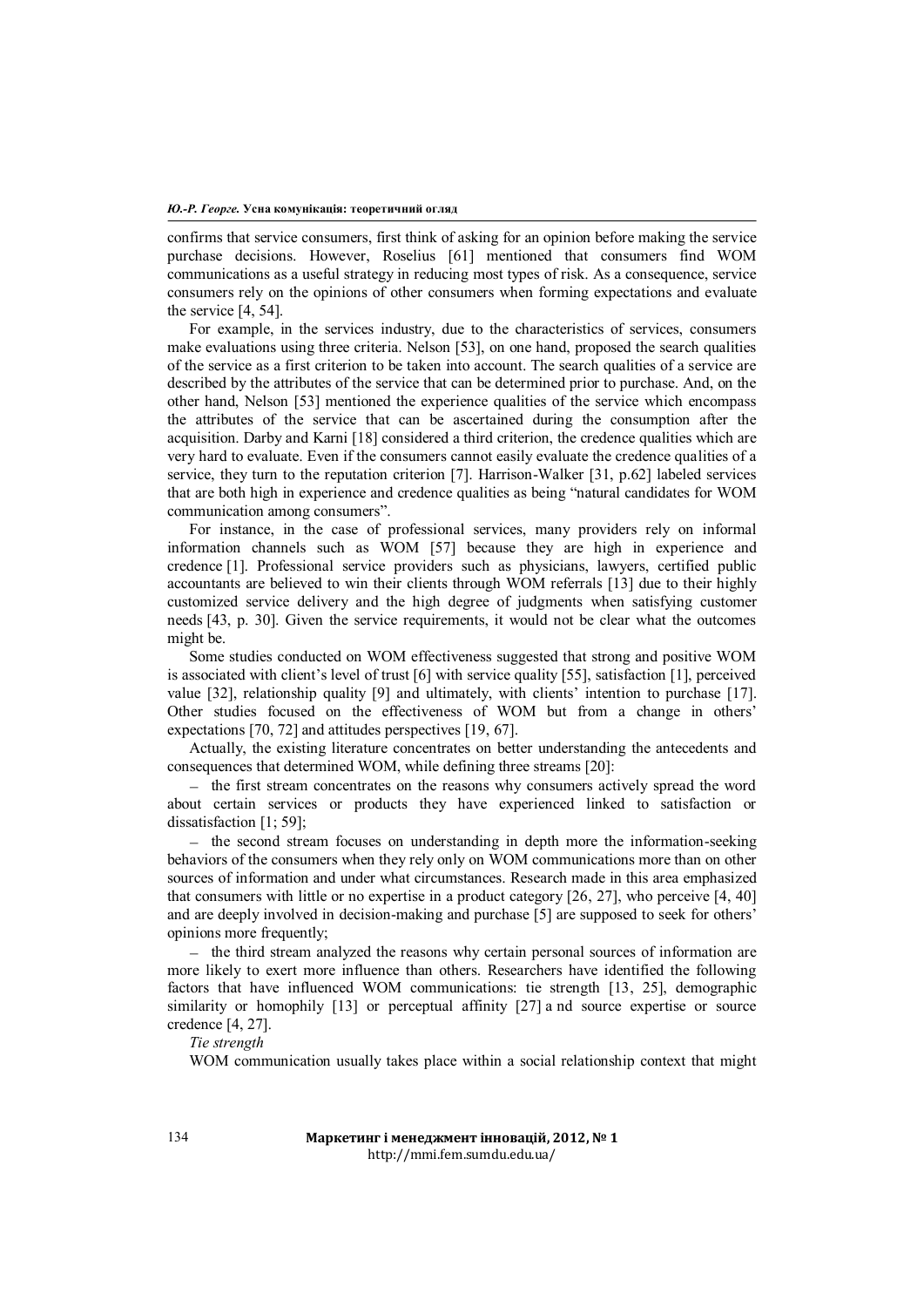confirms that service consumers, first think of asking for an opinion before making the service purchase decisions. However, Roselius [61] mentioned that consumers find WOM communications as a useful strategy in reducing most types of risk. As a consequence, service consumers rely on the opinions of other consumers when forming expectations and evaluate the service [4, 54].

For example, in the services industry, due to the characteristics of services, consumers make evaluations using three criteria. Nelson [53], on one hand, proposed the search qualities of the service as a first criterion to be taken into account. The search qualities of a service are described by the attributes of the service that can be determined prior to purchase. And, on the other hand, Nelson [53] mentioned the experience qualities of the service which encompass the attributes of the service that can be ascertained during the consumption after the acquisition. Darby and Karni [18] considered a third criterion, the credence qualities which are very hard to evaluate. Even if the consumers cannot easily evaluate the credence qualities of a service, they turn to the reputation criterion [7]. Harrison-Walker [31, p.62] labeled services that are both high in experience and credence qualities as being "natural candidates for WOM communication among consumers".

For instance, in the case of professional services, many providers rely on informal information channels such as WOM [57] because they are high in experience and credence [1]. Professional service providers such as physicians, lawyers, certified public accountants are believed to win their clients through WOM referrals [13] due to their highly customized service delivery and the high degree of judgments when satisfying customer needs [43, p. 30]. Given the service requirements, it would not be clear what the outcomes might be.

Some studies conducted on WOM effectiveness suggested that strong and positive WOM is associated with client's level of trust [6] with service quality [55], satisfaction [1], perceived value [32], relationship quality [9] and ultimately, with clients' intention to purchase [17]. Other studies focused on the effectiveness of WOM but from a change in others' expectations [70, 72] and attitudes perspectives [19, 67].

Actually, the existing literature concentrates on better understanding the antecedents and consequences that determined WOM, while defining three streams [20]:

– the first stream concentrates on the reasons why consumers actively spread the word about certain services or products they have experienced linked to satisfaction or dissatisfaction [1; 59];

– the second stream focuses on understanding in depth more the information-seeking behaviors of the consumers when they rely only on WOM communications more than on other sources of information and under what circumstances. Research made in this area emphasized that consumers with little or no expertise in a product category [26, 27], who perceive [4, 40] and are deeply involved in decision-making and purchase [5] are supposed to seek for others' opinions more frequently;

– the third stream analyzed the reasons why certain personal sources of information are more likely to exert more influence than others. Researchers have identified the following factors that have influenced WOM communications: tie strength [13, 25], demographic similarity or homophily [13] or perceptual affinity [27] a nd source expertise or source credence [4, 27].

*Tie strength*

WOM communication usually takes place within a social relationship context that might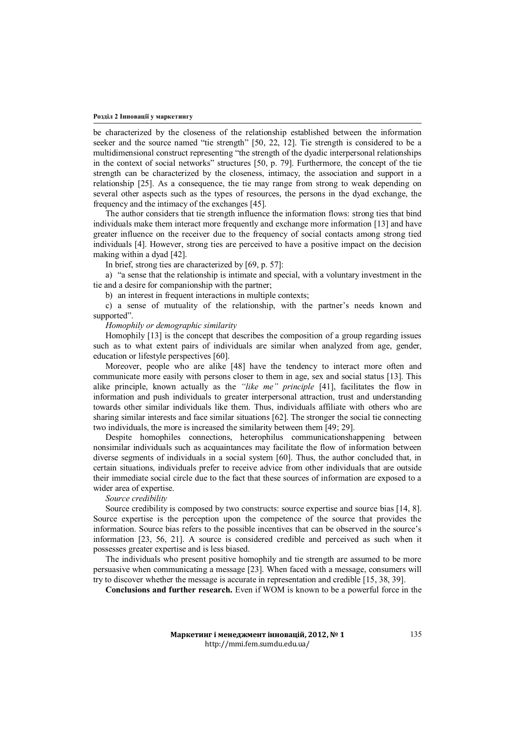be characterized by the closeness of the relationship established between the information seeker and the source named "tie strength" [50, 22, 12]. Tie strength is considered to be a multidimensional construct representing "the strength of the dyadic interpersonal relationships in the context of social networks" structures [50, p. 79]. Furthermore, the concept of the tie strength can be characterized by the closeness, intimacy, the association and support in a relationship [25]. As a consequence, the tie may range from strong to weak depending on several other aspects such as the types of resources, the persons in the dyad exchange, the frequency and the intimacy of the exchanges [45].

The author considers that tie strength influence the information flows: strong ties that bind individuals make them interact more frequently and exchange more information [13] and have greater influence on the receiver due to the frequency of social contacts among strong tied individuals [4]. However, strong ties are perceived to have a positive impact on the decision making within a dyad [42].

In brief, strong ties are characterized by [69, p. 57]:

a) "a sense that the relationship is intimate and special, with a voluntary investment in the tie and a desire for companionship with the partner;

b) an interest in frequent interactions in multiple contexts;

c) a sense of mutuality of the relationship, with the partner's needs known and supported".

*Homophily or demographic similarity*

Homophily [13] is the concept that describes the composition of a group regarding issues such as to what extent pairs of individuals are similar when analyzed from age, gender, education or lifestyle perspectives [60].

Moreover, people who are alike [48] have the tendency to interact more often and communicate more easily with persons closer to them in age, sex and social status [13]. This alike principle, known actually as the *"like me" principle* [41], facilitates the flow in information and push individuals to greater interpersonal attraction, trust and understanding towards other similar individuals like them. Thus, individuals affiliate with others who are sharing similar interests and face similar situations [62]. The stronger the social tie connecting two individuals, the more is increased the similarity between them [49; 29].

Despite homophiles connections, heterophilus communicationshappening between nonsimilar individuals such as acquaintances may facilitate the flow of information between diverse segments of individuals in a social system [60]. Thus, the author concluded that, in certain situations, individuals prefer to receive advice from other individuals that are outside their immediate social circle due to the fact that these sources of information are exposed to a wider area of expertise.

*Source credibility*

Source credibility is composed by two constructs: source expertise and source bias [14, 8]. Source expertise is the perception upon the competence of the source that provides the information. Source bias refers to the possible incentives that can be observed in the source's information [23, 56, 21]. A source is considered credible and perceived as such when it possesses greater expertise and is less biased.

The individuals who present positive homophily and tie strength are assumed to be more persuasive when communicating a message [23]. When faced with a message, consumers will try to discover whether the message is accurate in representation and credible [15, 38, 39].

**Conclusions and further research.** Even if WOM is known to be a powerful force in the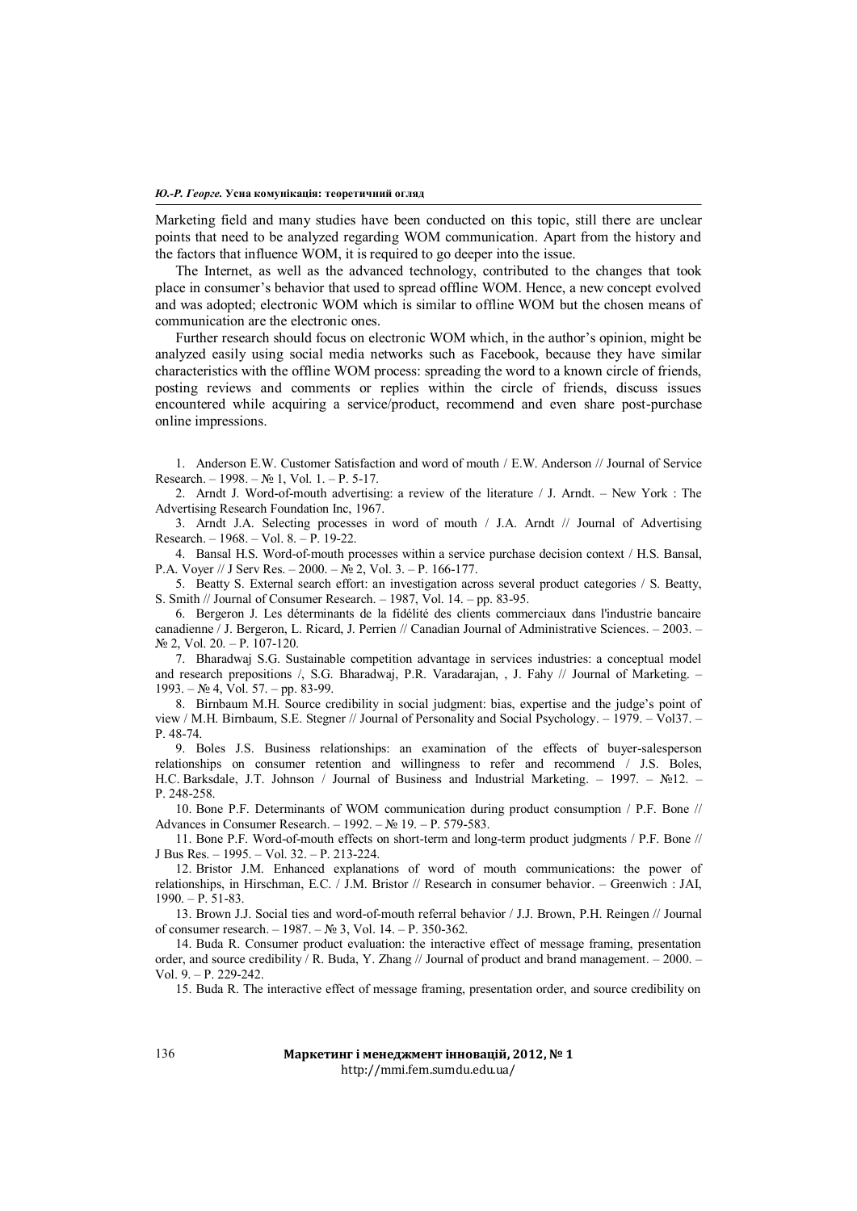Marketing field and many studies have been conducted on this topic, still there are unclear points that need to be analyzed regarding WOM communication. Apart from the history and the factors that influence WOM, it is required to go deeper into the issue.

The Internet, as well as the advanced technology, contributed to the changes that took place in consumer's behavior that used to spread offline WOM. Hence, a new concept evolved and was adopted; electronic WOM which is similar to offline WOM but the chosen means of communication are the electronic ones.

Further research should focus on electronic WOM which, in the author's opinion, might be analyzed easily using social media networks such as Facebook, because they have similar characteristics with the offline WOM process: spreading the word to a known circle of friends, posting reviews and comments or replies within the circle of friends, discuss issues encountered while acquiring a service/product, recommend and even share post-purchase online impressions.

1. Anderson E.W. Customer Satisfaction and word of mouth / E.W. Anderson // Journal of Service Research. – 1998. – № 1, Vol. 1. – P. 5-17.
2. Arndt J. Word-of-mouth advertising: a review of the literature / J. Arndt. – New York : The Advertising Research Foundation Inc, 1967.
3. Arndt J.A. Selecting processes in word of mouth / J.A. Arndt // Journal of Advertising Research. – 1968. – Vol. 8. – P. 19-22.
4. Bansal H.S. Word-of-mouth processes within a service purchase decision context / H.S. Bansal, P.A. Voyer // J Serv Res. – 2000. – № 2, Vol. 3. – P. 166-177.
5. Beatty S. External search effort: an investigation across several product categories / S. Beatty, S. Smith // Journal of Consumer Research. – 1987, Vol. 14. – pp. 83-95.
6. Bergeron J. Les déterminants de la fidélité des clients commerciaux dans l'industrie bancaire canadienne / J. Bergeron, L. Ricard, J. Perrien // Canadian Journal of Administrative Sciences. – 2003. – № 2, Vol. 20. – P. 107-120.
7. Bharadwaj S.G. Sustainable competition advantage in services industries: a conceptual model and research prepositions /, S.G. Bharadwaj, P.R. Varadarajan, , J. Fahy // Journal of Marketing. – 1993. – № 4, Vol. 57. – pp. 83-99.
8. Birnbaum M.H. Source credibility in social judgment: bias, expertise and the judge's point of view / M.H. Birnbaum, S.E. Stegner // Journal of Personality and Social Psychology. – 1979. – Vol37. – P. 48-74.
9. Boles J.S. Business relationships: an examination of the effects of buyer-salesperson relationships on consumer retention and willingness to refer and recommend / J.S. Boles, H.C. Barksdale, J.T. Johnson / Journal of Business and Industrial Marketing. – 1997. – №12. – P. 248-258.
10. Bone P.F. Determinants of WOM communication during product consumption / P.F. Bone // Advances in Consumer Research. – 1992. – № 19. – P. 579-583.
11. Bone P.F. Word-of-mouth effects on short-term and long-term product judgments / P.F. Bone // J Bus Res. – 1995. – Vol. 32. – P. 213-224.
12. Bristor J.M. Enhanced explanations of word of mouth communications: the power of relationships, in Hirschman, E.C. / J.M. Bristor // Research in consumer behavior. – Greenwich : JAI, 1990. – P. 51-83.
13. Brown J.J. Social ties and word-of-mouth referral behavior / J.J. Brown, P.H. Reingen // Journal of consumer research. – 1987. – № 3, Vol. 14. – P. 350-362.
14. Buda R. Consumer product evaluation: the interactive effect of message framing, presentation order, and source credibility / R. Buda, Y. Zhang // Journal of product and brand management. – 2000. – Vol. 9. – P. 229-242.
15. Buda R. The interactive effect of message framing, presentation order, and source credibility on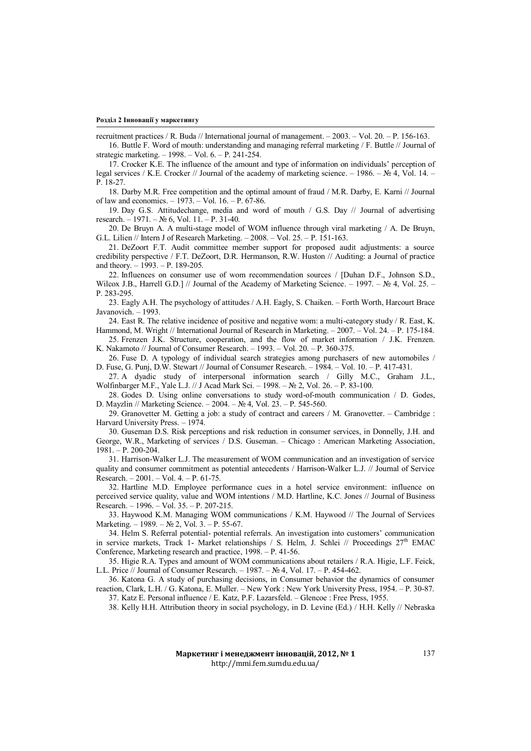recruitment practices / R. Buda // International journal of management. – 2003. – Vol. 20. – P. 156-163.

16. Buttle F. Word of mouth: understanding and managing referral marketing / F. Buttle // Journal of strategic marketing. – 1998. – Vol. 6. – P. 241-254.

17. Crocker K.E. The influence of the amount and type of information on individuals' perception of legal services / K.E. Crocker // Journal of the academy of marketing science. – 1986. – № 4, Vol. 14. – P. 18-27.

18. Darby M.R. Free competition and the optimal amount of fraud / M.R. Darby, E. Karni // Journal of law and economics. – 1973. – Vol. 16. – P. 67-86.

19. Day G.S. Attitudechange, media and word of mouth / G.S. Day // Journal of advertising research. – 1971. – № 6, Vol. 11. – P. 31-40.

20. De Bruyn A. A multi-stage model of WOM influence through viral marketing / A. De Bruyn, G.L. Lilien // Intern J of Research Marketing. – 2008. – Vol. 25. – P. 151-163.

21. DeZoort F.T. Audit committee member support for proposed audit adjustments: a source credibility perspective / F.T. DeZoort, D.R. Hermanson, R.W. Huston // Auditing: a Journal of practice and theory. – 1993. – P. 189-205.

22. Influences on consumer use of wom recommendation sources / [Duhan D.F., Johnson S.D., Wilcox J.B., Harrell G.D.] // Journal of the Academy of Marketing Science. – 1997. – № 4, Vol. 25. – P. 283-295.

23. Eagly A.H. The psychology of attitudes / A.H. Eagly, S. Chaiken. – Forth Worth, Harcourt Brace Javanovich. – 1993.

24. East R. The relative incidence of positive and negative wom: a multi-category study / R. East, K. Hammond, M. Wright // International Journal of Research in Marketing. – 2007. – Vol. 24. – P. 175-184.

25. Frenzen J.K. Structure, cooperation, and the flow of market information / J.K. Frenzen. K. Nakamoto // Journal of Consumer Research. – 1993. – Vol. 20. – P. 360-375.

26. Fuse D. A typology of individual search strategies among purchasers of new automobiles / D. Fuse, G. Punj, D.W. Stewart // Journal of Consumer Research. – 1984. – Vol. 10. – P. 417-431.

27. A dyadic study of interpersonal information search / Gilly M.C., Graham J.L., Wolfinbarger M.F., Yale L.J. // J Acad Mark Sci. – 1998. – № 2, Vol. 26. – P. 83-100.

28. Godes D. Using online conversations to study word-of-mouth communication / D. Godes, D. Mayzlin // Marketing Science. – 2004. – № 4, Vol. 23. – P. 545-560.

29. Granovetter M. Getting a job: a study of contract and careers / M. Granovetter. – Cambridge : Harvard University Press. – 1974.

30. Guseman D.S. Risk perceptions and risk reduction in consumer services, in Donnelly, J.H. and George, W.R., Marketing of services / D.S. Guseman. – Chicago : American Marketing Association, 1981. – P. 200-204.

31. Harrison-Walker L.J. The measurement of WOM communication and an investigation of service quality and consumer commitment as potential antecedents / Harrison-Walker L.J. // Journal of Service Research. – 2001. – Vol. 4. – P. 61-75.

32. Hartline M.D. Employee performance cues in a hotel service environment: influence on perceived service quality, value and WOM intentions / M.D. Hartline, K.C. Jones // Journal of Business Research. – 1996. – Vol. 35. – P. 207-215.

33. Haywood K.M. Managing WOM communications / K.M. Haywood // The Journal of Services Marketing. – 1989. – № 2, Vol. 3. – P. 55-67.

34. Helm S. Referral potential- potential referrals. An investigation into customers' communication in service markets, Track 1- Market relationships / S. Helm, J. Schlei // Proceedings 27th EMAC Conference, Marketing research and practice, 1998. – P. 41-56.

35. Higie R.A. Types and amount of WOM communications about retailers / R.A. Higie, L.F. Feick, L.L. Price // Journal of Consumer Research. – 1987. – № 4, Vol. 17. – P. 454-462.

36. Katona G. A study of purchasing decisions, in Consumer behavior the dynamics of consumer reaction, Clark, L.H. / G. Katona, E. Muller. – New York : New York University Press, 1954. – P. 30-87.

37. Katz E. Personal influence / E. Katz, P.F. Lazarsfeld. – Glencoe : Free Press, 1955.

38. Kelly H.H. Attribution theory in social psychology, in D. Levine (Ed.) / H.H. Kelly // Nebraska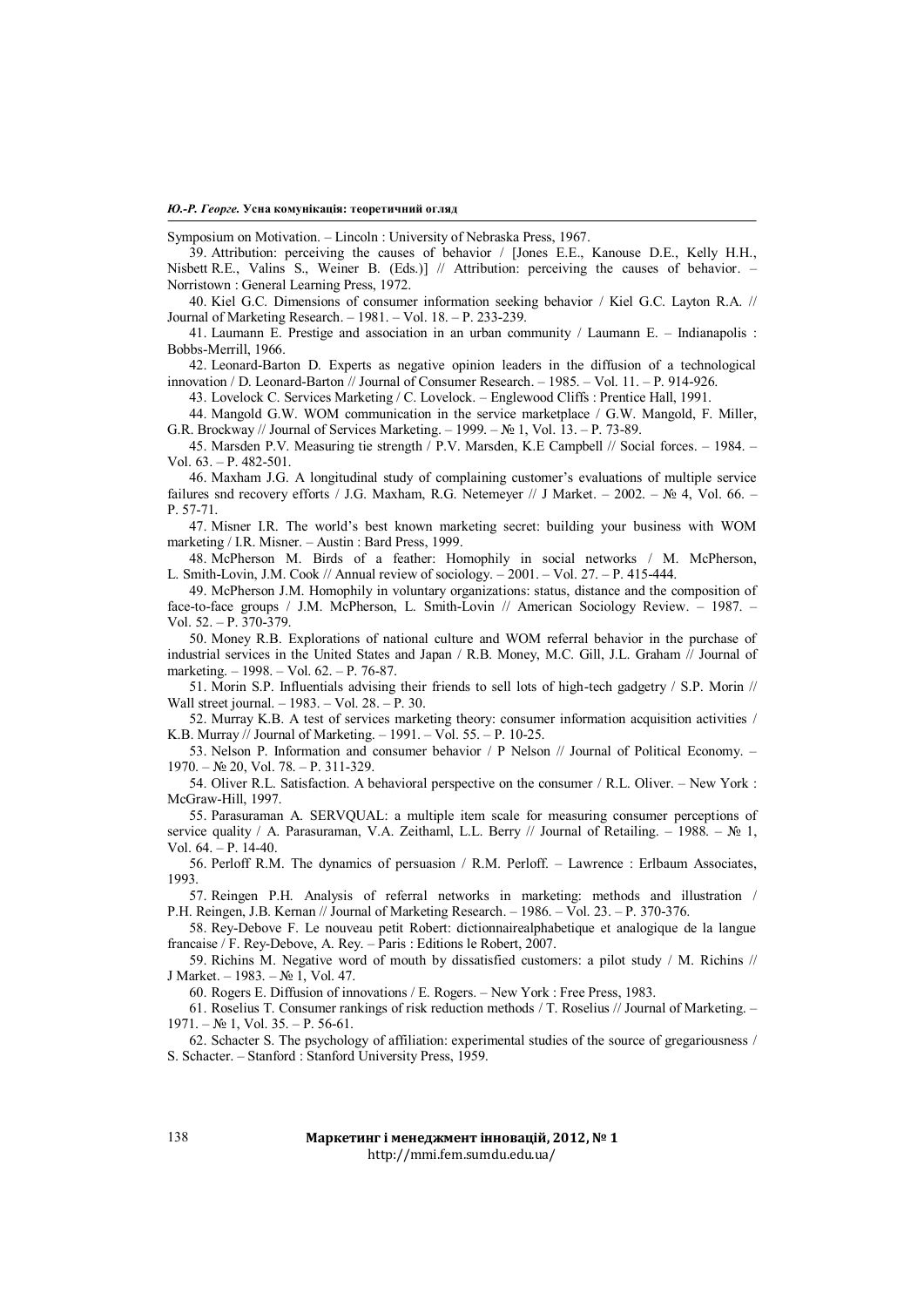Symposium on Motivation. – Lincoln : University of Nebraska Press, 1967.

39. Attribution: perceiving the causes of behavior / [Jones E.E., Kanouse D.E., Kelly H.H., Nisbett R.E., Valins S., Weiner B. (Eds.)] // Attribution: perceiving the causes of behavior. – Norristown : General Learning Press, 1972.

40. Kiel G.C. Dimensions of consumer information seeking behavior / Kiel G.C. Layton R.A. // Journal of Marketing Research. – 1981. – Vol. 18. – P. 233-239.

41. Laumann E. Prestige and association in an urban community / Laumann E. – Indianapolis : Bobbs-Merrill, 1966.

42. Leonard-Barton D. Experts as negative opinion leaders in the diffusion of a technological innovation / D. Leonard-Barton // Journal of Consumer Research. – 1985. – Vol. 11. – P. 914-926.

43. Lovelock C. Services Marketing / C. Lovelock. – Englewood Cliffs : Prentice Hall, 1991.

44. Mangold G.W. WOM communication in the service marketplace / G.W. Mangold, F. Miller, G.R. Brockway // Journal of Services Marketing. – 1999. – № 1, Vol. 13. – P. 73-89.

45. Marsden P.V. Measuring tie strength / P.V. Marsden, K.E Campbell // Social forces. – 1984. – Vol. 63. – P. 482-501.

46. Maxham J.G. A longitudinal study of complaining customer's evaluations of multiple service failures snd recovery efforts / J.G. Maxham, R.G. Netemeyer // J Market. – 2002. – № 4, Vol. 66. – P. 57-71.

47. Misner I.R. The world's best known marketing secret: building your business with WOM marketing / I.R. Misner. – Austin : Bard Press, 1999.

48. McPherson M. Birds of a feather: Homophily in social networks / M. McPherson, L. Smith-Lovin, J.M. Cook // Annual review of sociology. – 2001. – Vol. 27. – P. 415-444.

49. McPherson J.M. Homophily in voluntary organizations: status, distance and the composition of face-to-face groups / J.M. McPherson, L. Smith-Lovin // American Sociology Review. – 1987. – Vol. 52. – P. 370-379.

50. Money R.B. Explorations of national culture and WOM referral behavior in the purchase of industrial services in the United States and Japan / R.B. Money, M.C. Gill, J.L. Graham // Journal of marketing. – 1998. – Vol. 62. – P. 76-87.

51. Morin S.P. Influentials advising their friends to sell lots of high-tech gadgetry / S.P. Morin // Wall street journal. – 1983. – Vol. 28. – P. 30.

52. Murray K.B. A test of services marketing theory: consumer information acquisition activities / K.B. Murray // Journal of Marketing. – 1991. – Vol. 55. – P. 10-25.

53. Nelson P. Information and consumer behavior / P Nelson // Journal of Political Economy. – 1970. – № 20, Vol. 78. – P. 311-329.

54. Oliver R.L. Satisfaction. A behavioral perspective on the consumer / R.L. Oliver. – New York : McGraw-Hill, 1997.

55. Parasuraman A. SERVQUAL: a multiple item scale for measuring consumer perceptions of service quality / A. Parasuraman, V.A. Zeithaml, L.L. Berry // Journal of Retailing. – 1988. – № 1, Vol. 64. – P. 14-40.

56. Perloff R.M. The dynamics of persuasion / R.M. Perloff. – Lawrence : Erlbaum Associates, 1993.

57. Reingen P.H. Analysis of referral networks in marketing: methods and illustration / P.H. Reingen, J.B. Kernan // Journal of Marketing Research. – 1986. – Vol. 23. – P. 370-376.

58. Rey-Debove F. Le nouveau petit Robert: dictionnairealphabetique et analogique de la langue francaise / F. Rey-Debove, A. Rey. – Paris : Editions le Robert, 2007.

59. Richins M. Negative word of mouth by dissatisfied customers: a pilot study / M. Richins // J Market. – 1983. – № 1, Vol. 47.

60. Rogers E. Diffusion of innovations / E. Rogers. – New York : Free Press, 1983.

61. Roselius T. Consumer rankings of risk reduction methods / T. Roselius // Journal of Marketing. – 1971. – № 1, Vol. 35. – P. 56-61.

62. Schacter S. The psychology of affiliation: experimental studies of the source of gregariousness / S. Schacter. – Stanford : Stanford University Press, 1959.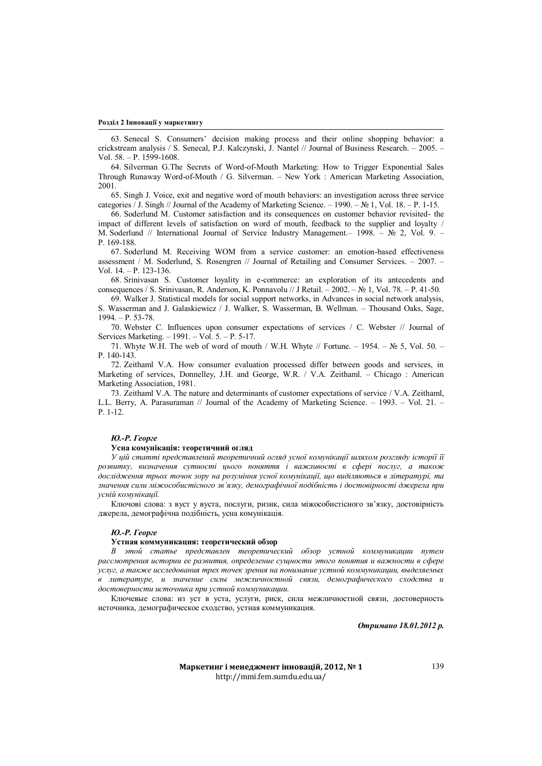63. Senecal S. Consumers' decision making process and their online shopping behavior: a crickstream analysis / S. Senecal, P.J. Kalczynski, J. Nantel // Journal of Business Research. – 2005. – Vol. 58. – P. 1599-1608.

64. Silverman G.The Secrets of Word-of-Mouth Marketing: How to Trigger Exponential Sales Through Runaway Word-of-Mouth / G. Silverman. – New York : American Marketing Association, 2001.

65. Singh J. Voice, exit and negative word of mouth behaviors: an investigation across three service categories / J. Singh // Journal of the Academy of Marketing Science. – 1990. – № 1, Vol. 18. – P. 1-15.

66. Soderlund M. Customer satisfaction and its consequences on customer behavior revisited- the impact of different levels of satisfaction on word of mouth, feedback to the supplier and loyalty / M. Soderlund // International Journal of Service Industry Management.– 1998. – № 2, Vol. 9. – P. 169-188.

67. Soderlund M. Receiving WOM from a service customer: an emotion-based effectiveness assessment / M. Soderlund, S. Rosengren // Journal of Retailing and Consumer Services. – 2007. – Vol. 14. – P. 123-136.

68. Srinivasan S. Customer loyality in e-commerce: an exploration of its antecedents and consequences / S. Srinivasan, R. Anderson, K. Ponnavolu // J Retail. – 2002. – № 1, Vol. 78. – P. 41-50.

69. Walker J. Statistical models for social support networks, in Advances in social network analysis, S. Wasserman and J. Galaskiewicz / J. Walker, S. Wasserman, B. Wellman. – Thousand Oaks, Sage, 1994. – P. 53-78.

70. Webster C. Influences upon consumer expectations of services / C. Webster // Journal of Services Marketing. – 1991. – Vol. 5. – P. 5-17.

71. Whyte W.H. The web of word of mouth / W.H. Whyte // Fortune. – 1954. – № 5, Vol. 50. – P. 140-143.

72. Zeithaml V.A. How consumer evaluation processed differ between goods and services, in Marketing of services, Donnelley, J.H. and George, W.R. / V.A. Zeithaml. – Chicago : American Marketing Association, 1981.

73. Zeithaml V.A. The nature and determinants of customer expectations of service / V.A. Zeithaml, L.L. Berry, A. Parasuraman // Journal of the Academy of Marketing Science. – 1993. – Vol. 21. – P. 1-12.

***Ю.-Р. Георге***

**Усна комунікація: теоретичний огляд**

*У цій статті представлений теоретичний огляд усної комунікації шляхом розгляду історії її розвитку, визначення сутності цього поняття і важливості в сфері послуг, а також дослідження трьох точок зору на розуміння усної комунікації, що виділяються в літературі, та значення сили міжособистісного зв'язку, демографічної подібність і достовірності джерела при усній комунікації.*

Ключові слова: з вуст у вуста, послуги, ризик, сила міжособистісного зв'язку, достовірність джерела, демографічна подібність, усна комунікація.

***Ю.-Р. Георге***

**Устная коммуникация: теоретический обзор**

*В этой статье представлен теоретический обзор устной коммуникации путем рассмотрения истории ее развития, определение сущности этого понятия и важности в сфере услуг, а также исследования трех точек зрения на понимание устной коммуникации, выделяемых в литературе, и значение силы межличностной связи, демографического сходства и достоверности источника при устной коммуникации.*

Ключевые слова: из уст в уста, услуги, риск, сила межличностной связи, достоверность источника, демографическое сходство, устная коммуникация.

***Отримано 18.01.2012 р.***